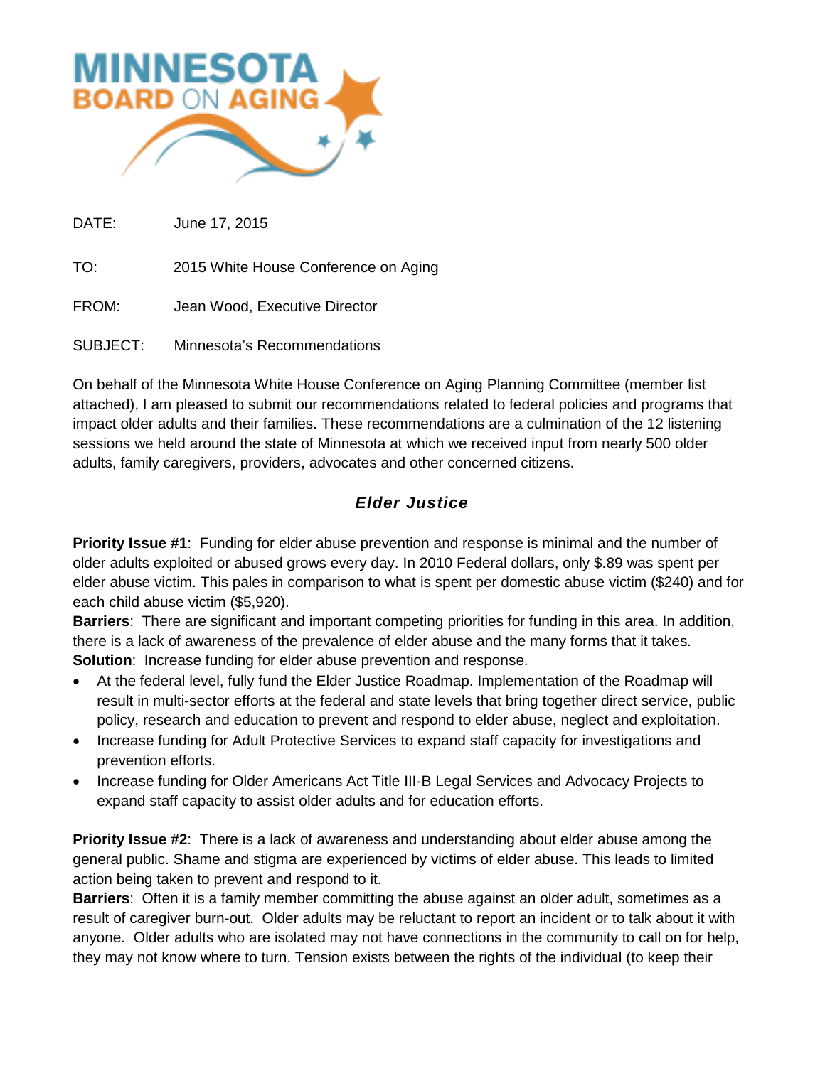MINNESOTA BOARD ON AGING

DATE: June 17, 2015

TO: 2015 White House Conference on Aging

FROM: Jean Wood, Executive Director

SUBJECT: Minnesota's Recommendations

On behalf of the Minnesota White House Conference on Aging Planning Committee (member list attached), I am pleased to submit our recommendations related to federal policies and programs that impact older adults and their families. These recommendations are a culmination of the 12 listening sessions we held around the state of Minnesota at which we received input from nearly 500 older adults, family caregivers, providers, advocates and other concerned citizens.

## *Elder Justice*

**Priority Issue #1**: Funding for elder abuse prevention and response is minimal and the number of older adults exploited or abused grows every day. In 2010 Federal dollars, only $.89 was spent per elder abuse victim. This pales in comparison to what is spent per domestic abuse victim ($240) and for each child abuse victim ($5,920).

**Barriers**: There are significant and important competing priorities for funding in this area. In addition, there is a lack of awareness of the prevalence of elder abuse and the many forms that it takes.

**Solution**: Increase funding for elder abuse prevention and response.

- At the federal level, fully fund the Elder Justice Roadmap. Implementation of the Roadmap will result in multi-sector efforts at the federal and state levels that bring together direct service, public policy, research and education to prevent and respond to elder abuse, neglect and exploitation.
- Increase funding for Adult Protective Services to expand staff capacity for investigations and prevention efforts.
- Increase funding for Older Americans Act Title III-B Legal Services and Advocacy Projects to expand staff capacity to assist older adults and for education efforts.

**Priority Issue #2**: There is a lack of awareness and understanding about elder abuse among the general public. Shame and stigma are experienced by victims of elder abuse. This leads to limited action being taken to prevent and respond to it.

**Barriers**: Often it is a family member committing the abuse against an older adult, sometimes as a result of caregiver burn-out. Older adults may be reluctant to report an incident or to talk about it with anyone. Older adults who are isolated may not have connections in the community to call on for help, they may not know where to turn. Tension exists between the rights of the individual (to keep their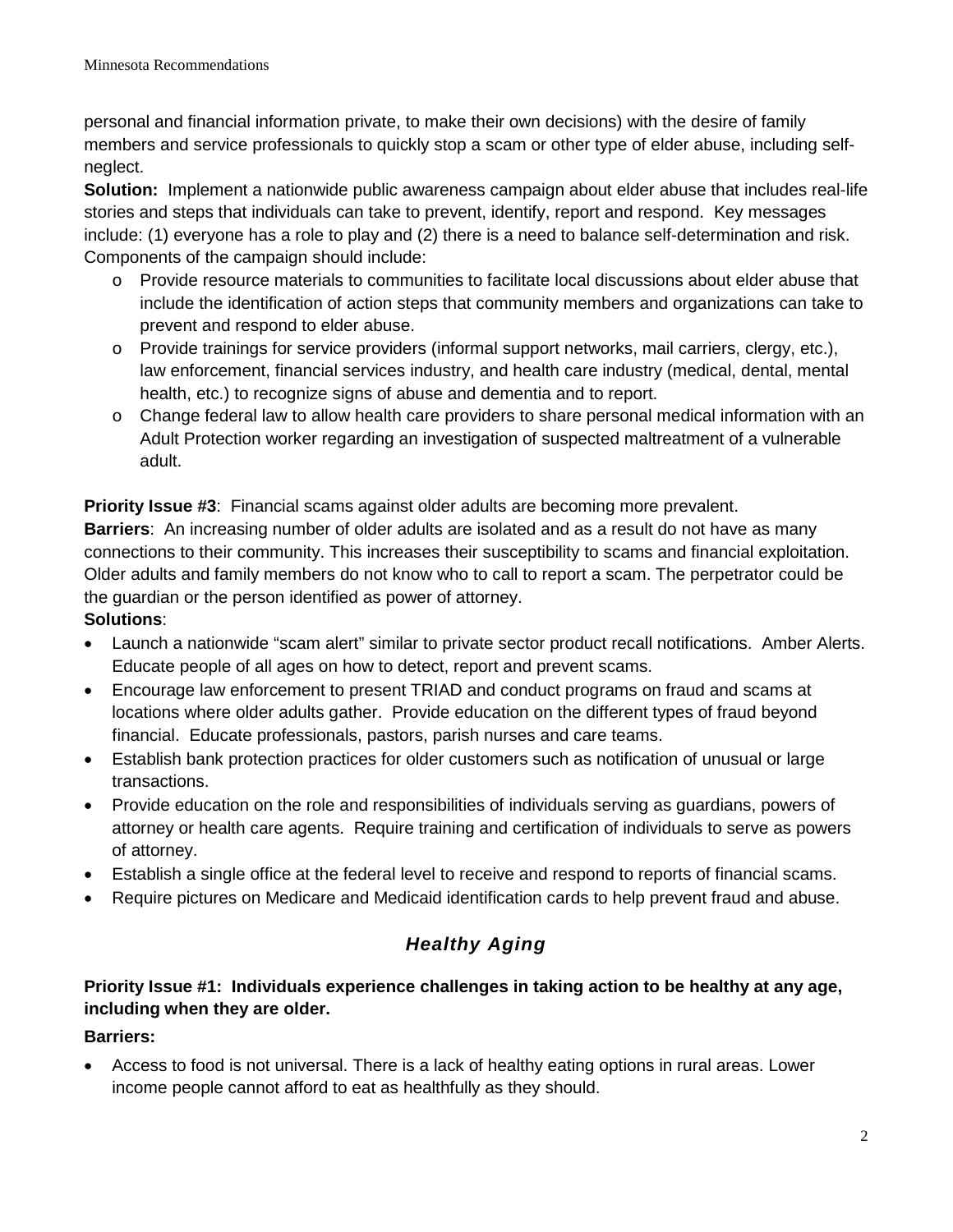personal and financial information private, to make their own decisions) with the desire of family members and service professionals to quickly stop a scam or other type of elder abuse, including self-neglect.

**Solution:** Implement a nationwide public awareness campaign about elder abuse that includes real-life stories and steps that individuals can take to prevent, identify, report and respond. Key messages include: (1) everyone has a role to play and (2) there is a need to balance self-determination and risk. Components of the campaign should include:

- Provide resource materials to communities to facilitate local discussions about elder abuse that include the identification of action steps that community members and organizations can take to prevent and respond to elder abuse.
- Provide trainings for service providers (informal support networks, mail carriers, clergy, etc.), law enforcement, financial services industry, and health care industry (medical, dental, mental health, etc.) to recognize signs of abuse and dementia and to report.
- Change federal law to allow health care providers to share personal medical information with an Adult Protection worker regarding an investigation of suspected maltreatment of a vulnerable adult.

**Priority Issue #3**: Financial scams against older adults are becoming more prevalent.

**Barriers**: An increasing number of older adults are isolated and as a result do not have as many connections to their community. This increases their susceptibility to scams and financial exploitation. Older adults and family members do not know who to call to report a scam. The perpetrator could be the guardian or the person identified as power of attorney.

**Solutions**:

- Launch a nationwide "scam alert" similar to private sector product recall notifications. Amber Alerts. Educate people of all ages on how to detect, report and prevent scams.
- Encourage law enforcement to present TRIAD and conduct programs on fraud and scams at locations where older adults gather. Provide education on the different types of fraud beyond financial. Educate professionals, pastors, parish nurses and care teams.
- Establish bank protection practices for older customers such as notification of unusual or large transactions.
- Provide education on the role and responsibilities of individuals serving as guardians, powers of attorney or health care agents. Require training and certification of individuals to serve as powers of attorney.
- Establish a single office at the federal level to receive and respond to reports of financial scams.
- Require pictures on Medicare and Medicaid identification cards to help prevent fraud and abuse.

## *Healthy Aging*

**Priority Issue #1: Individuals experience challenges in taking action to be healthy at any age, including when they are older.**

**Barriers:**

- Access to food is not universal. There is a lack of healthy eating options in rural areas. Lower income people cannot afford to eat as healthfully as they should.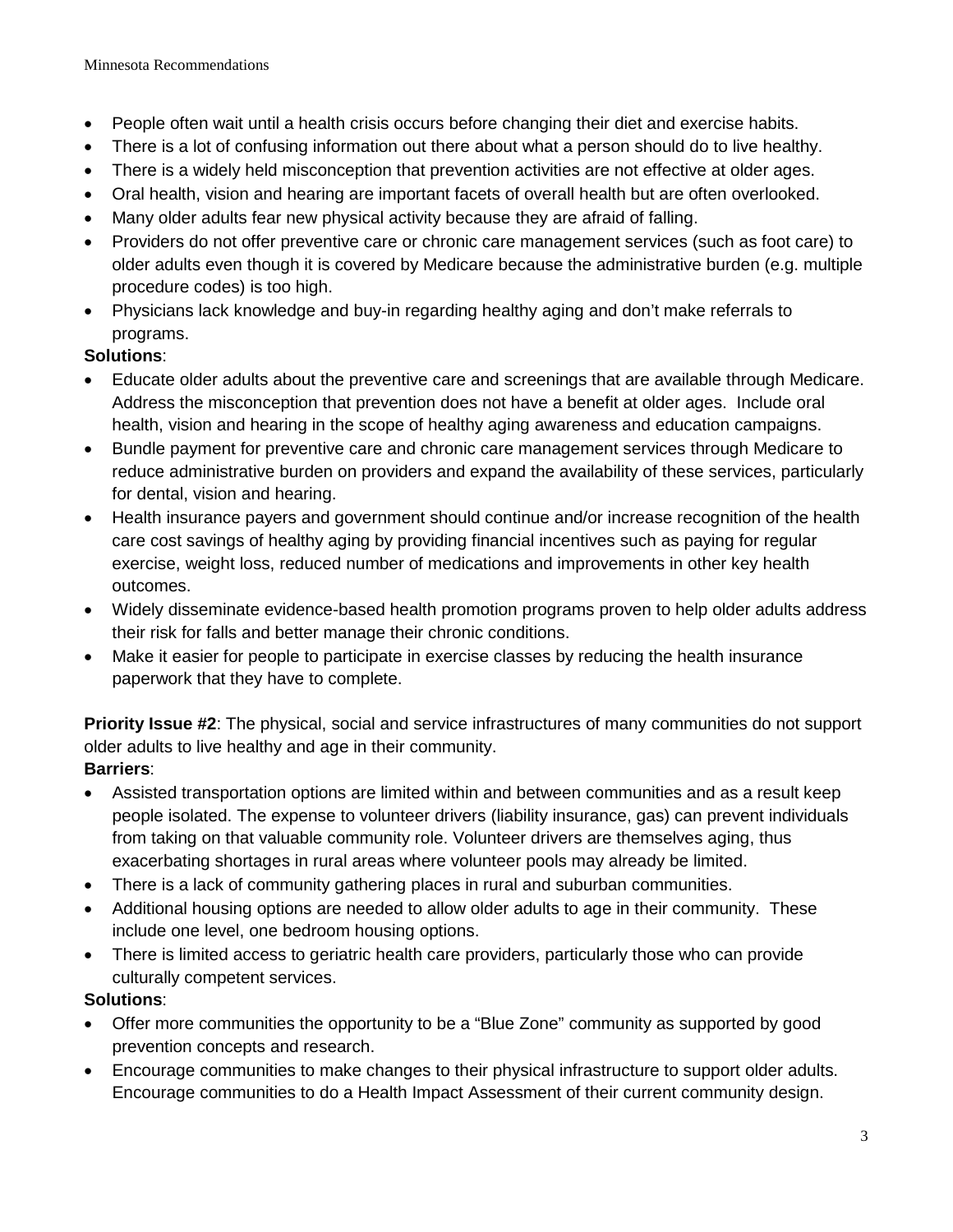- People often wait until a health crisis occurs before changing their diet and exercise habits.
- There is a lot of confusing information out there about what a person should do to live healthy.
- There is a widely held misconception that prevention activities are not effective at older ages.
- Oral health, vision and hearing are important facets of overall health but are often overlooked.
- Many older adults fear new physical activity because they are afraid of falling.
- Providers do not offer preventive care or chronic care management services (such as foot care) to older adults even though it is covered by Medicare because the administrative burden (e.g. multiple procedure codes) is too high.
- Physicians lack knowledge and buy-in regarding healthy aging and don't make referrals to programs.

**Solutions**:

- Educate older adults about the preventive care and screenings that are available through Medicare. Address the misconception that prevention does not have a benefit at older ages. Include oral health, vision and hearing in the scope of healthy aging awareness and education campaigns.
- Bundle payment for preventive care and chronic care management services through Medicare to reduce administrative burden on providers and expand the availability of these services, particularly for dental, vision and hearing.
- Health insurance payers and government should continue and/or increase recognition of the health care cost savings of healthy aging by providing financial incentives such as paying for regular exercise, weight loss, reduced number of medications and improvements in other key health outcomes.
- Widely disseminate evidence-based health promotion programs proven to help older adults address their risk for falls and better manage their chronic conditions.
- Make it easier for people to participate in exercise classes by reducing the health insurance paperwork that they have to complete.

**Priority Issue #2**: The physical, social and service infrastructures of many communities do not support older adults to live healthy and age in their community.

**Barriers**:

- Assisted transportation options are limited within and between communities and as a result keep people isolated. The expense to volunteer drivers (liability insurance, gas) can prevent individuals from taking on that valuable community role. Volunteer drivers are themselves aging, thus exacerbating shortages in rural areas where volunteer pools may already be limited.
- There is a lack of community gathering places in rural and suburban communities.
- Additional housing options are needed to allow older adults to age in their community. These include one level, one bedroom housing options.
- There is limited access to geriatric health care providers, particularly those who can provide culturally competent services.

**Solutions**:

- Offer more communities the opportunity to be a "Blue Zone" community as supported by good prevention concepts and research.
- Encourage communities to make changes to their physical infrastructure to support older adults. Encourage communities to do a Health Impact Assessment of their current community design.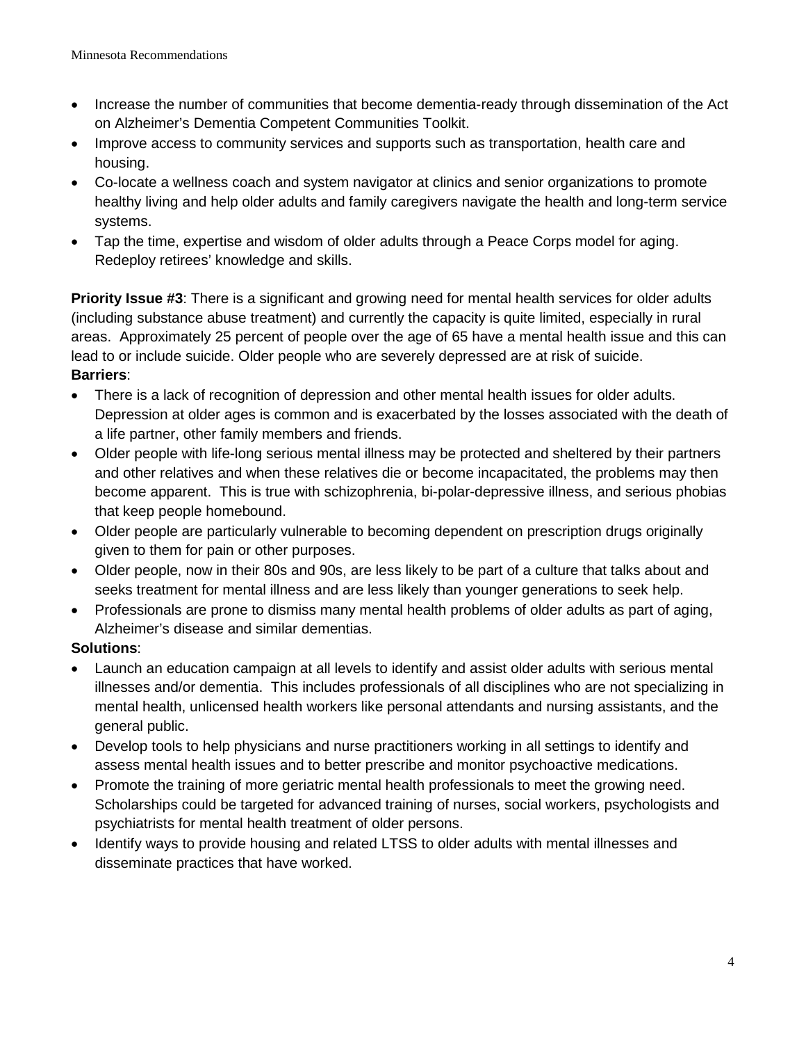- Increase the number of communities that become dementia-ready through dissemination of the Act on Alzheimer's Dementia Competent Communities Toolkit.
- Improve access to community services and supports such as transportation, health care and housing.
- Co-locate a wellness coach and system navigator at clinics and senior organizations to promote healthy living and help older adults and family caregivers navigate the health and long-term service systems.
- Tap the time, expertise and wisdom of older adults through a Peace Corps model for aging. Redeploy retirees' knowledge and skills.

**Priority Issue #3**: There is a significant and growing need for mental health services for older adults (including substance abuse treatment) and currently the capacity is quite limited, especially in rural areas. Approximately 25 percent of people over the age of 65 have a mental health issue and this can lead to or include suicide. Older people who are severely depressed are at risk of suicide.

**Barriers**:

- There is a lack of recognition of depression and other mental health issues for older adults. Depression at older ages is common and is exacerbated by the losses associated with the death of a life partner, other family members and friends.
- Older people with life-long serious mental illness may be protected and sheltered by their partners and other relatives and when these relatives die or become incapacitated, the problems may then become apparent. This is true with schizophrenia, bi-polar-depressive illness, and serious phobias that keep people homebound.
- Older people are particularly vulnerable to becoming dependent on prescription drugs originally given to them for pain or other purposes.
- Older people, now in their 80s and 90s, are less likely to be part of a culture that talks about and seeks treatment for mental illness and are less likely than younger generations to seek help.
- Professionals are prone to dismiss many mental health problems of older adults as part of aging, Alzheimer's disease and similar dementias.

**Solutions**:

- Launch an education campaign at all levels to identify and assist older adults with serious mental illnesses and/or dementia. This includes professionals of all disciplines who are not specializing in mental health, unlicensed health workers like personal attendants and nursing assistants, and the general public.
- Develop tools to help physicians and nurse practitioners working in all settings to identify and assess mental health issues and to better prescribe and monitor psychoactive medications.
- Promote the training of more geriatric mental health professionals to meet the growing need. Scholarships could be targeted for advanced training of nurses, social workers, psychologists and psychiatrists for mental health treatment of older persons.
- Identify ways to provide housing and related LTSS to older adults with mental illnesses and disseminate practices that have worked.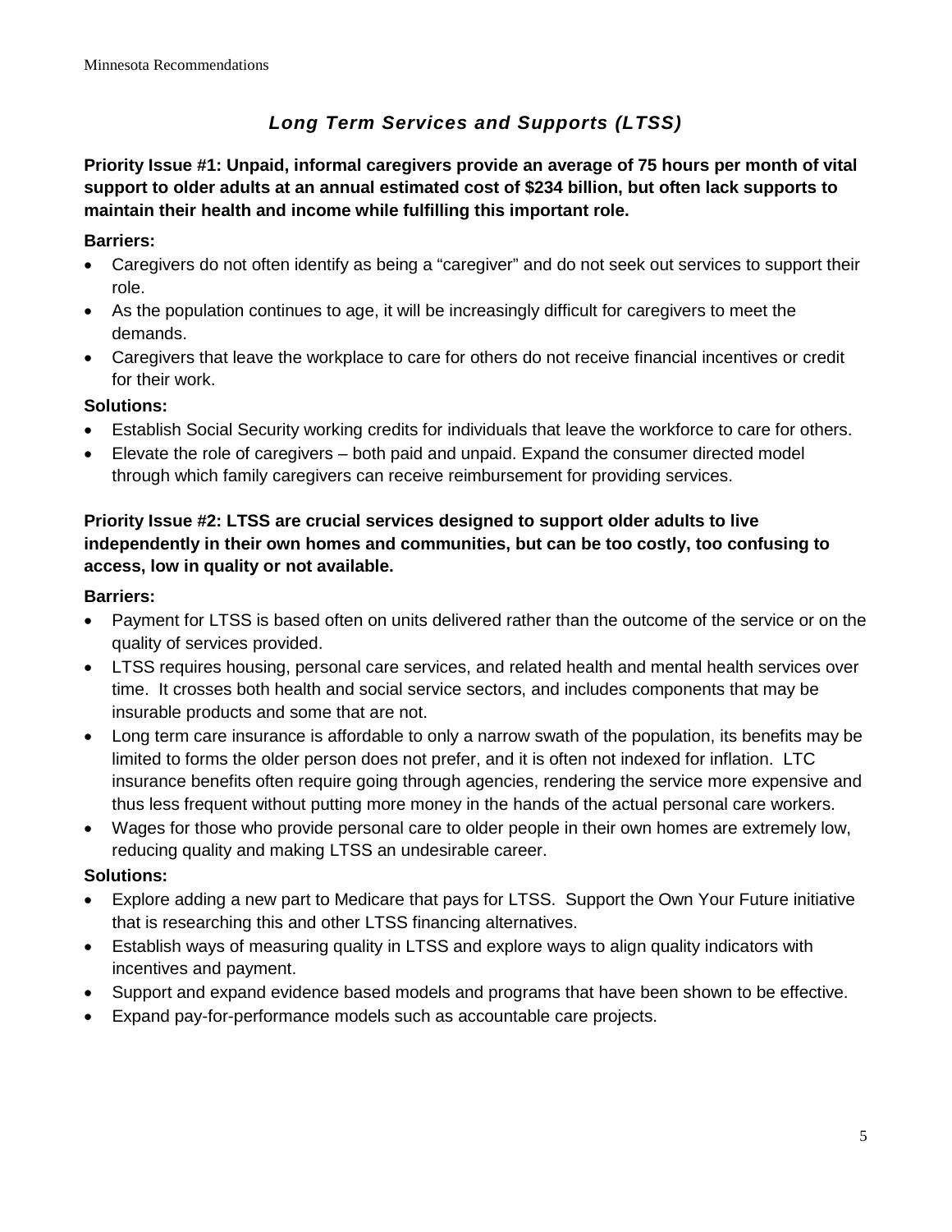## *Long Term Services and Supports (LTSS)*

**Priority Issue #1: Unpaid, informal caregivers provide an average of 75 hours per month of vital support to older adults at an annual estimated cost of $234 billion, but often lack supports to maintain their health and income while fulfilling this important role.**

**Barriers:**

- Caregivers do not often identify as being a "caregiver" and do not seek out services to support their role.
- As the population continues to age, it will be increasingly difficult for caregivers to meet the demands.
- Caregivers that leave the workplace to care for others do not receive financial incentives or credit for their work.

**Solutions:**

- Establish Social Security working credits for individuals that leave the workforce to care for others.
- Elevate the role of caregivers – both paid and unpaid. Expand the consumer directed model through which family caregivers can receive reimbursement for providing services.

**Priority Issue #2: LTSS are crucial services designed to support older adults to live independently in their own homes and communities, but can be too costly, too confusing to access, low in quality or not available.**

**Barriers:**

- Payment for LTSS is based often on units delivered rather than the outcome of the service or on the quality of services provided.
- LTSS requires housing, personal care services, and related health and mental health services over time. It crosses both health and social service sectors, and includes components that may be insurable products and some that are not.
- Long term care insurance is affordable to only a narrow swath of the population, its benefits may be limited to forms the older person does not prefer, and it is often not indexed for inflation. LTC insurance benefits often require going through agencies, rendering the service more expensive and thus less frequent without putting more money in the hands of the actual personal care workers.
- Wages for those who provide personal care to older people in their own homes are extremely low, reducing quality and making LTSS an undesirable career.

**Solutions:**

- Explore adding a new part to Medicare that pays for LTSS. Support the Own Your Future initiative that is researching this and other LTSS financing alternatives.
- Establish ways of measuring quality in LTSS and explore ways to align quality indicators with incentives and payment.
- Support and expand evidence based models and programs that have been shown to be effective.
- Expand pay-for-performance models such as accountable care projects.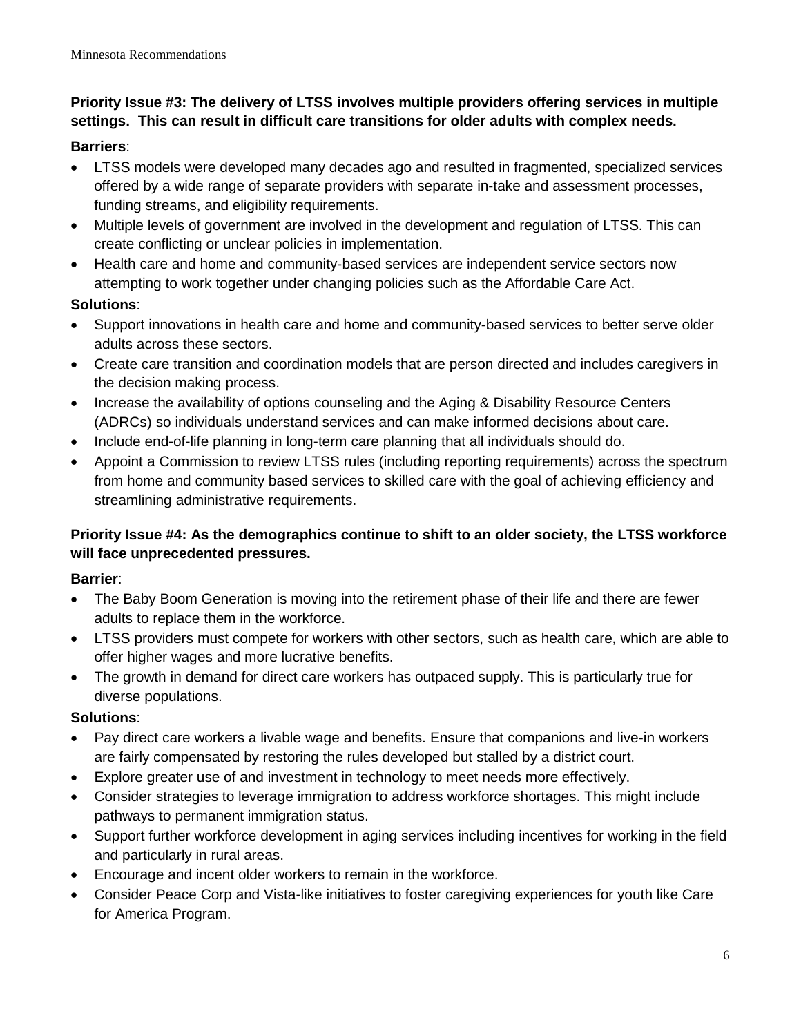**Priority Issue #3: The delivery of LTSS involves multiple providers offering services in multiple settings. This can result in difficult care transitions for older adults with complex needs.**

**Barriers**:

- LTSS models were developed many decades ago and resulted in fragmented, specialized services offered by a wide range of separate providers with separate in-take and assessment processes, funding streams, and eligibility requirements.
- Multiple levels of government are involved in the development and regulation of LTSS. This can create conflicting or unclear policies in implementation.
- Health care and home and community-based services are independent service sectors now attempting to work together under changing policies such as the Affordable Care Act.

**Solutions**:

- Support innovations in health care and home and community-based services to better serve older adults across these sectors.
- Create care transition and coordination models that are person directed and includes caregivers in the decision making process.
- Increase the availability of options counseling and the Aging & Disability Resource Centers (ADRCs) so individuals understand services and can make informed decisions about care.
- Include end-of-life planning in long-term care planning that all individuals should do.
- Appoint a Commission to review LTSS rules (including reporting requirements) across the spectrum from home and community based services to skilled care with the goal of achieving efficiency and streamlining administrative requirements.

**Priority Issue #4: As the demographics continue to shift to an older society, the LTSS workforce will face unprecedented pressures.**

**Barrier**:

- The Baby Boom Generation is moving into the retirement phase of their life and there are fewer adults to replace them in the workforce.
- LTSS providers must compete for workers with other sectors, such as health care, which are able to offer higher wages and more lucrative benefits.
- The growth in demand for direct care workers has outpaced supply. This is particularly true for diverse populations.

**Solutions**:

- Pay direct care workers a livable wage and benefits. Ensure that companions and live-in workers are fairly compensated by restoring the rules developed but stalled by a district court.
- Explore greater use of and investment in technology to meet needs more effectively.
- Consider strategies to leverage immigration to address workforce shortages. This might include pathways to permanent immigration status.
- Support further workforce development in aging services including incentives for working in the field and particularly in rural areas.
- Encourage and incent older workers to remain in the workforce.
- Consider Peace Corp and Vista-like initiatives to foster caregiving experiences for youth like Care for America Program.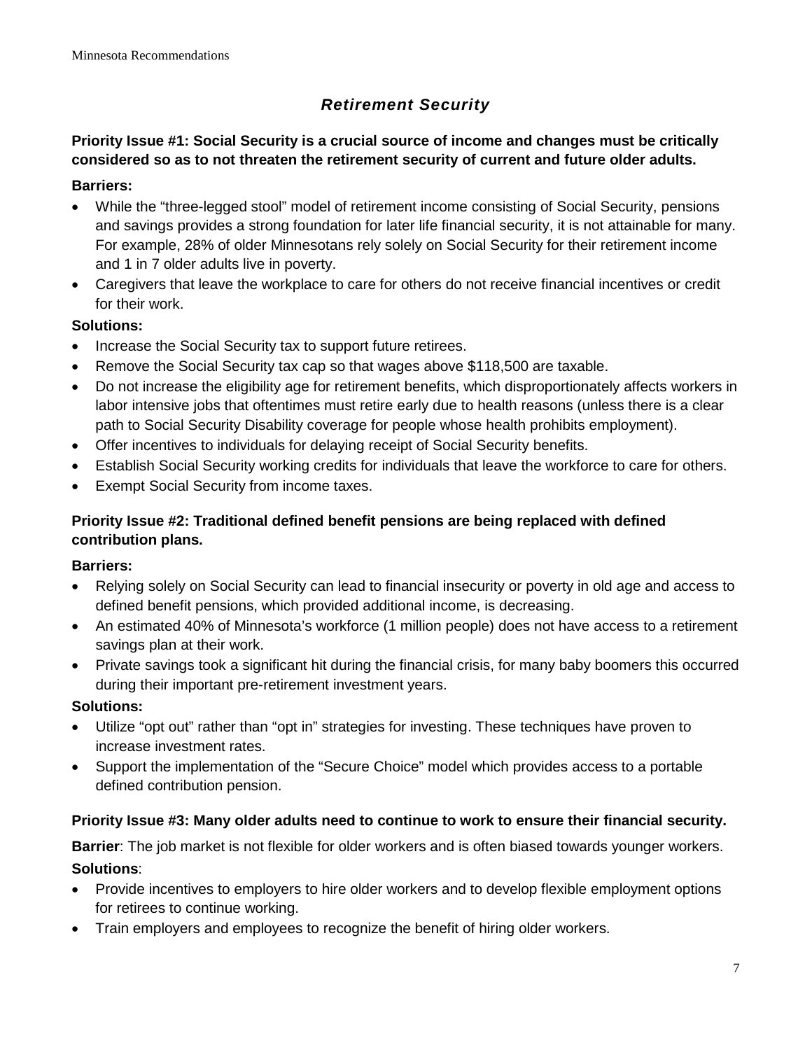## *Retirement Security*

**Priority Issue #1: Social Security is a crucial source of income and changes must be critically considered so as to not threaten the retirement security of current and future older adults.**

**Barriers:**

- While the "three-legged stool" model of retirement income consisting of Social Security, pensions and savings provides a strong foundation for later life financial security, it is not attainable for many. For example, 28% of older Minnesotans rely solely on Social Security for their retirement income and 1 in 7 older adults live in poverty.
- Caregivers that leave the workplace to care for others do not receive financial incentives or credit for their work.

**Solutions:**

- Increase the Social Security tax to support future retirees.
- Remove the Social Security tax cap so that wages above $118,500 are taxable.
- Do not increase the eligibility age for retirement benefits, which disproportionately affects workers in labor intensive jobs that oftentimes must retire early due to health reasons (unless there is a clear path to Social Security Disability coverage for people whose health prohibits employment).
- Offer incentives to individuals for delaying receipt of Social Security benefits.
- Establish Social Security working credits for individuals that leave the workforce to care for others.
- Exempt Social Security from income taxes.

**Priority Issue #2: Traditional defined benefit pensions are being replaced with defined contribution plans.**

**Barriers:**

- Relying solely on Social Security can lead to financial insecurity or poverty in old age and access to defined benefit pensions, which provided additional income, is decreasing.
- An estimated 40% of Minnesota's workforce (1 million people) does not have access to a retirement savings plan at their work.
- Private savings took a significant hit during the financial crisis, for many baby boomers this occurred during their important pre-retirement investment years.

**Solutions:**

- Utilize "opt out" rather than "opt in" strategies for investing. These techniques have proven to increase investment rates.
- Support the implementation of the "Secure Choice" model which provides access to a portable defined contribution pension.

**Priority Issue #3: Many older adults need to continue to work to ensure their financial security.**

**Barrier**: The job market is not flexible for older workers and is often biased towards younger workers.

**Solutions**:

- Provide incentives to employers to hire older workers and to develop flexible employment options for retirees to continue working.
- Train employers and employees to recognize the benefit of hiring older workers.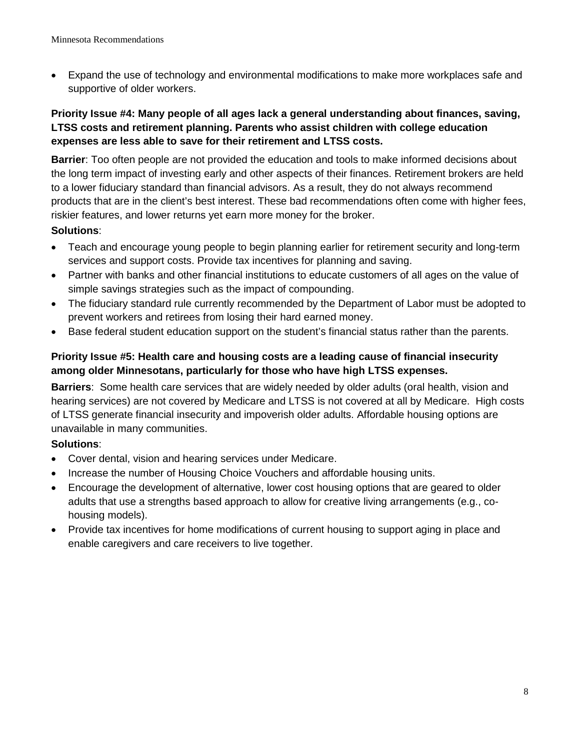- Expand the use of technology and environmental modifications to make more workplaces safe and supportive of older workers.

**Priority Issue #4: Many people of all ages lack a general understanding about finances, saving, LTSS costs and retirement planning. Parents who assist children with college education expenses are less able to save for their retirement and LTSS costs.**

**Barrier**: Too often people are not provided the education and tools to make informed decisions about the long term impact of investing early and other aspects of their finances. Retirement brokers are held to a lower fiduciary standard than financial advisors. As a result, they do not always recommend products that are in the client's best interest. These bad recommendations often come with higher fees, riskier features, and lower returns yet earn more money for the broker.

**Solutions**:

- Teach and encourage young people to begin planning earlier for retirement security and long-term services and support costs. Provide tax incentives for planning and saving.
- Partner with banks and other financial institutions to educate customers of all ages on the value of simple savings strategies such as the impact of compounding.
- The fiduciary standard rule currently recommended by the Department of Labor must be adopted to prevent workers and retirees from losing their hard earned money.
- Base federal student education support on the student's financial status rather than the parents.

**Priority Issue #5: Health care and housing costs are a leading cause of financial insecurity among older Minnesotans, particularly for those who have high LTSS expenses.**

**Barriers**: Some health care services that are widely needed by older adults (oral health, vision and hearing services) are not covered by Medicare and LTSS is not covered at all by Medicare. High costs of LTSS generate financial insecurity and impoverish older adults. Affordable housing options are unavailable in many communities.

**Solutions**:

- Cover dental, vision and hearing services under Medicare.
- Increase the number of Housing Choice Vouchers and affordable housing units.
- Encourage the development of alternative, lower cost housing options that are geared to older adults that use a strengths based approach to allow for creative living arrangements (e.g., co-housing models).
- Provide tax incentives for home modifications of current housing to support aging in place and enable caregivers and care receivers to live together.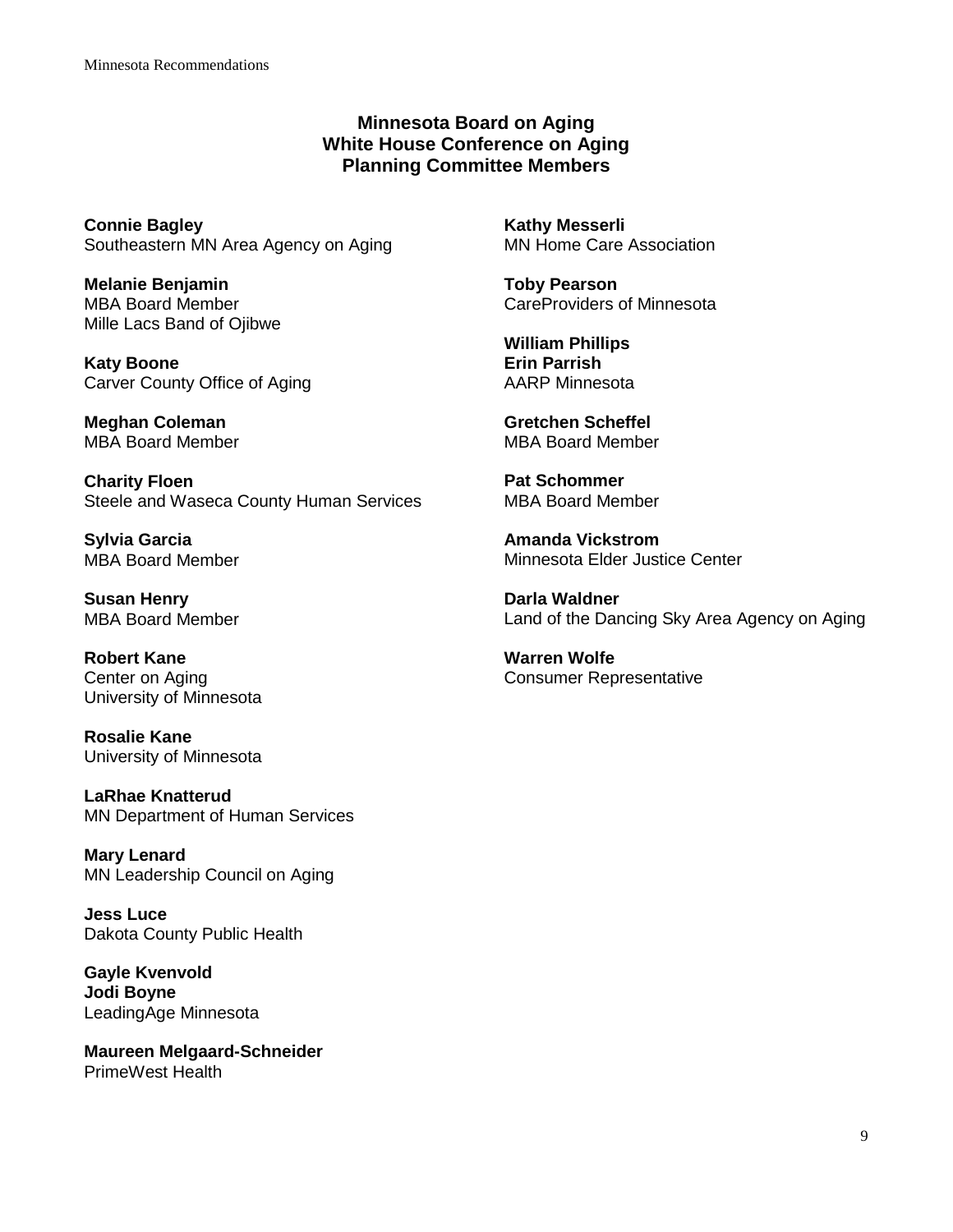# Minnesota Board on Aging
# White House Conference on Aging
# Planning Committee Members

**Connie Bagley**
Southeastern MN Area Agency on Aging

**Melanie Benjamin**
MBA Board Member
Mille Lacs Band of Ojibwe

**Katy Boone**
Carver County Office of Aging

**Meghan Coleman**
MBA Board Member

**Charity Floen**
Steele and Waseca County Human Services

**Sylvia Garcia**
MBA Board Member

**Susan Henry**
MBA Board Member

**Robert Kane**
Center on Aging
University of Minnesota

**Rosalie Kane**
University of Minnesota

**LaRhae Knatterud**
MN Department of Human Services

**Mary Lenard**
MN Leadership Council on Aging

**Jess Luce**
Dakota County Public Health

**Gayle Kvenvold**
**Jodi Boyne**
LeadingAge Minnesota

**Maureen Melgaard-Schneider**
PrimeWest Health

**Kathy Messerli**
MN Home Care Association

**Toby Pearson**
CareProviders of Minnesota

**William Phillips**
**Erin Parrish**
AARP Minnesota

**Gretchen Scheffel**
MBA Board Member

**Pat Schommer**
MBA Board Member

**Amanda Vickstrom**
Minnesota Elder Justice Center

**Darla Waldner**
Land of the Dancing Sky Area Agency on Aging

**Warren Wolfe**
Consumer Representative